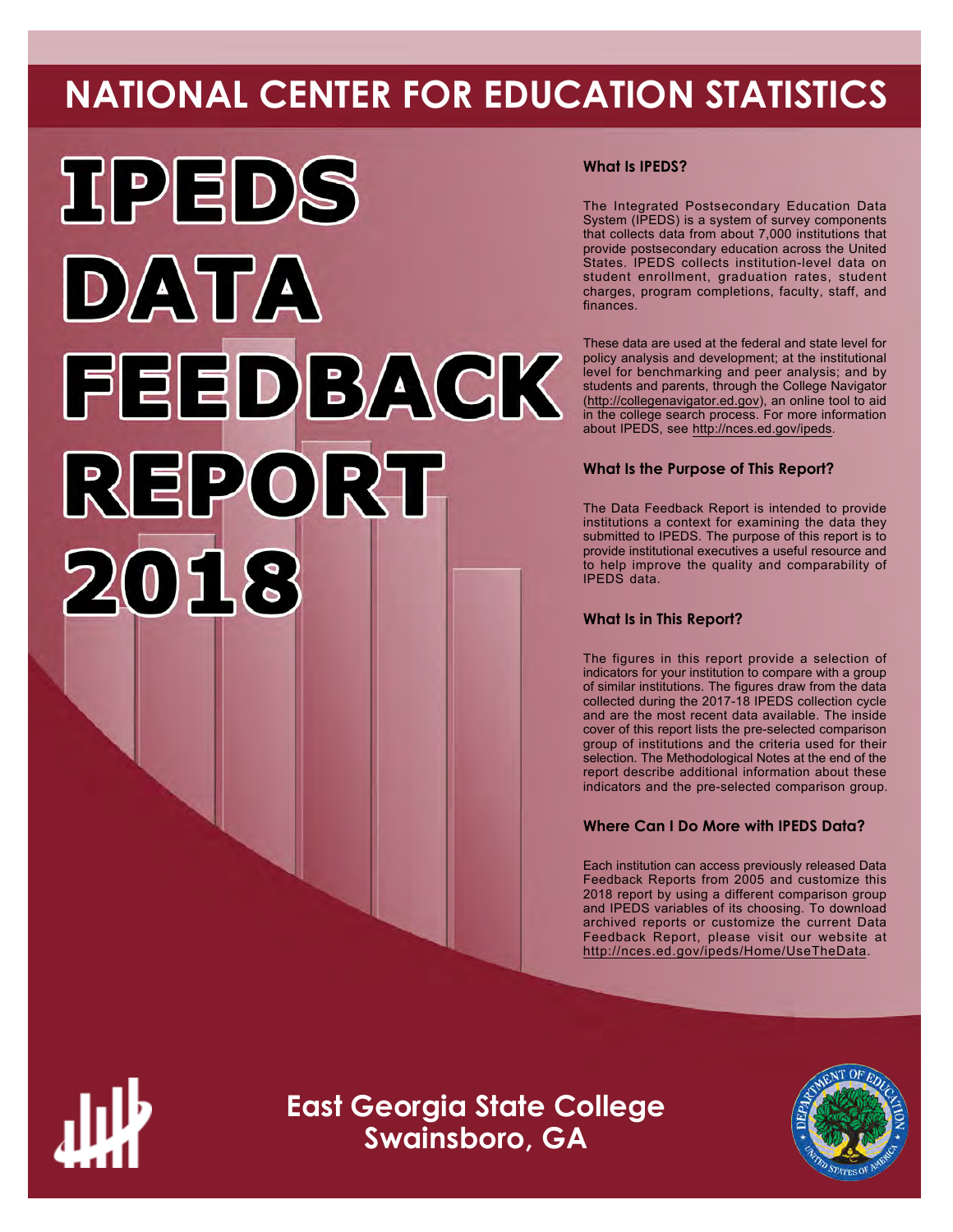# NATIONAL CENTER FOR EDUCATION STATISTICS

# IPEDS DATA FEEDBACK REPORT 2018

### What Is IPEDS?

The Integrated Postsecondary Education Data System (IPEDS) is a system of survey components that collects data from about 7,000 institutions that provide postsecondary education across the United States. IPEDS collects institution-level data on student enrollment, graduation rates, student charges, program completions, faculty, staff, and finances.

These data are used at the federal and state level for policy analysis and development; at the institutional level for benchmarking and peer analysis; and by students and parents, through the College Navigator (http://collegenavigator.ed.gov), an online tool to aid in the college search process. For more information about IPEDS, see http://nces.ed.gov/ipeds.

### What Is the Purpose of This Report?

The Data Feedback Report is intended to provide institutions a context for examining the data they submitted to IPEDS. The purpose of this report is to provide institutional executives a useful resource and to help improve the quality and comparability of IPEDS data.

### What Is in This Report?

The figures in this report provide a selection of indicators for your institution to compare with a group of similar institutions. The figures draw from the data collected during the 2017-18 IPEDS collection cycle and are the most recent data available. The inside cover of this report lists the pre-selected comparison group of institutions and the criteria used for their selection. The Methodological Notes at the end of the report describe additional information about these indicators and the pre-selected comparison group.

### Where Can I Do More with IPEDS Data?

Each institution can access previously released Data Feedback Reports from 2005 and customize this 2018 report by using a different comparison group and IPEDS variables of its choosing. To download archived reports or customize the current Data Feedback Report, please visit our website at http://nces.ed.gov/ipeds/Home/UseTheData.

**East Georgia State College**
**Swainsboro, GA**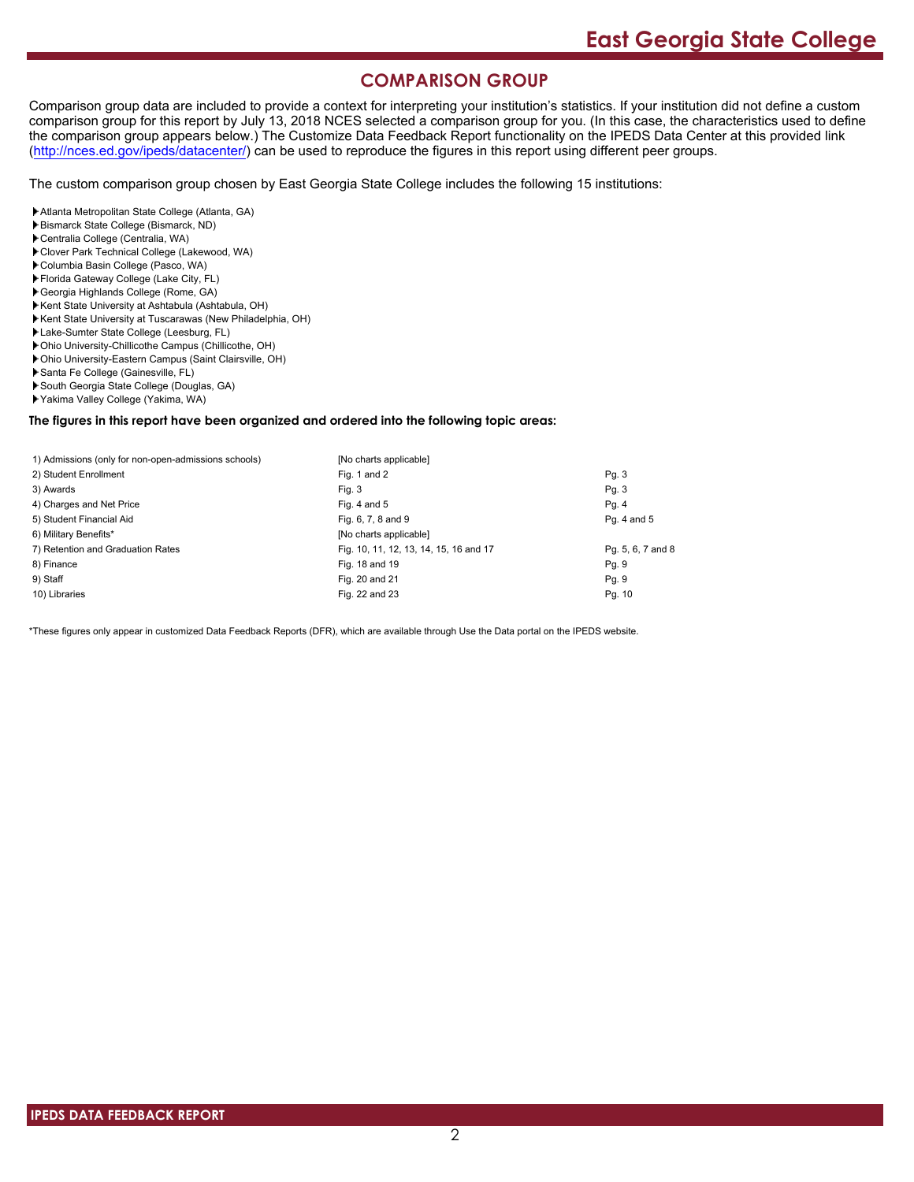## COMPARISON GROUP

Comparison group data are included to provide a context for interpreting your institution's statistics. If your institution did not define a custom comparison group for this report by July 13, 2018 NCES selected a comparison group for you. (In this case, the characteristics used to define the comparison group appears below.) The Customize Data Feedback Report functionality on the IPEDS Data Center at this provided link (http://nces.ed.gov/ipeds/datacenter/) can be used to reproduce the figures in this report using different peer groups.

The custom comparison group chosen by East Georgia State College includes the following 15 institutions:

- Atlanta Metropolitan State College (Atlanta, GA)
- Bismarck State College (Bismarck, ND)
- Centralia College (Centralia, WA)
- Clover Park Technical College (Lakewood, WA)
- Columbia Basin College (Pasco, WA)
- Florida Gateway College (Lake City, FL)
- Georgia Highlands College (Rome, GA)
- Kent State University at Ashtabula (Ashtabula, OH)
- Kent State University at Tuscarawas (New Philadelphia, OH)
- Lake-Sumter State College (Leesburg, FL)
- Ohio University-Chillicothe Campus (Chillicothe, OH)
- Ohio University-Eastern Campus (Saint Clairsville, OH)
- Santa Fe College (Gainesville, FL)
- South Georgia State College (Douglas, GA)
- Yakima Valley College (Yakima, WA)

**The figures in this report have been organized and ordered into the following topic areas:**

| Topic | Figures | Pages |
|---|---|---|
| 1) Admissions (only for non-open-admissions schools) | [No charts applicable] | |
| 2) Student Enrollment | Fig. 1 and 2 | Pg. 3 |
| 3) Awards | Fig. 3 | Pg. 3 |
| 4) Charges and Net Price | Fig. 4 and 5 | Pg. 4 |
| 5) Student Financial Aid | Fig. 6, 7, 8 and 9 | Pg. 4 and 5 |
| 6) Military Benefits* | [No charts applicable] | |
| 7) Retention and Graduation Rates | Fig. 10, 11, 12, 13, 14, 15, 16 and 17 | Pg. 5, 6, 7 and 8 |
| 8) Finance | Fig. 18 and 19 | Pg. 9 |
| 9) Staff | Fig. 20 and 21 | Pg. 9 |
| 10) Libraries | Fig. 22 and 23 | Pg. 10 |

*These figures only appear in customized Data Feedback Reports (DFR), which are available through Use the Data portal on the IPEDS website.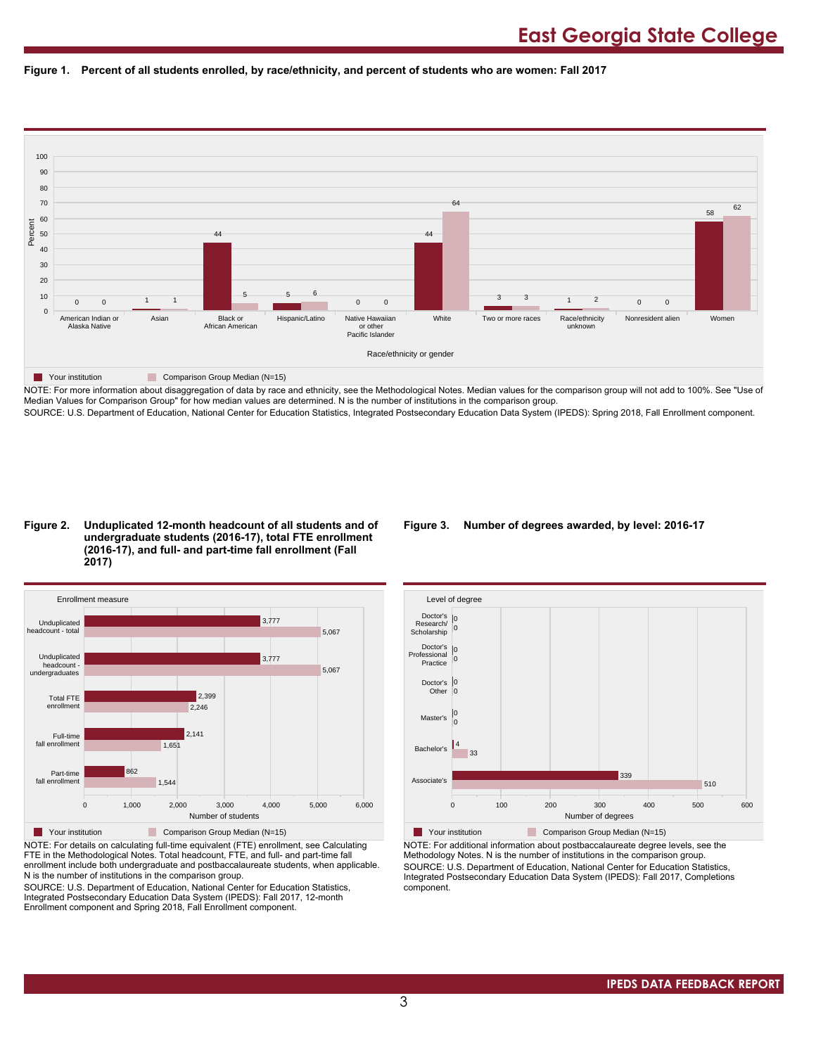# East Georgia State College

**Figure 1. Percent of all students enrolled, by race/ethnicity, and percent of students who are women: Fall 2017**

| Race/ethnicity or gender | Your institution | Comparison Group Median (N=15) |
|---|---|---|
| American Indian or Alaska Native | 0 | 0 |
| Asian | 1 | 1 |
| Black or African American | 44 | 5 |
| Hispanic/Latino | 5 | 6 |
| Native Hawaiian or other Pacific Islander | 0 | 0 |
| White | 44 | 64 |
| Two or more races | 3 | 3 |
| Race/ethnicity unknown | 1 | 2 |
| Nonresident alien | 0 | 0 |
| Women | 58 | 62 |

NOTE: For more information about disaggregation of data by race and ethnicity, see the Methodological Notes. Median values for the comparison group will not add to 100%. See "Use of Median Values for Comparison Group" for how median values are determined. N is the number of institutions in the comparison group.
SOURCE: U.S. Department of Education, National Center for Education Statistics, Integrated Postsecondary Education Data System (IPEDS): Spring 2018, Fall Enrollment component.

**Figure 2. Unduplicated 12-month headcount of all students and of undergraduate students (2016-17), total FTE enrollment (2016-17), and full- and part-time fall enrollment (Fall 2017)**

| Enrollment measure | Your institution | Comparison Group Median (N=15) |
|---|---|---|
| Unduplicated headcount - total | 3,777 | 5,067 |
| Unduplicated headcount - undergraduates | 3,777 | 5,067 |
| Total FTE enrollment | 2,399 | 2,246 |
| Full-time fall enrollment | 2,141 | 1,651 |
| Part-time fall enrollment | 862 | 1,544 |

NOTE: For details on calculating full-time equivalent (FTE) enrollment, see Calculating FTE in the Methodological Notes. Total headcount, FTE, and full- and part-time fall enrollment include both undergraduate and postbaccalaureate students, when applicable. N is the number of institutions in the comparison group.
SOURCE: U.S. Department of Education, National Center for Education Statistics, Integrated Postsecondary Education Data System (IPEDS): Fall 2017, 12-month Enrollment component and Spring 2018, Fall Enrollment component.

**Figure 3. Number of degrees awarded, by level: 2016-17**

| Level of degree | Your institution | Comparison Group Median (N=15) |
|---|---|---|
| Doctor's Research/Scholarship | 0 | 0 |
| Doctor's Professional Practice | 0 | 0 |
| Doctor's Other | 0 | 0 |
| Master's | 0 | 0 |
| Bachelor's | 4 | 33 |
| Associate's | 339 | 510 |

NOTE: For additional information about postbaccalaureate degree levels, see the Methodology Notes. N is the number of institutions in the comparison group.
SOURCE: U.S. Department of Education, National Center for Education Statistics, Integrated Postsecondary Education Data System (IPEDS): Fall 2017, Completions component.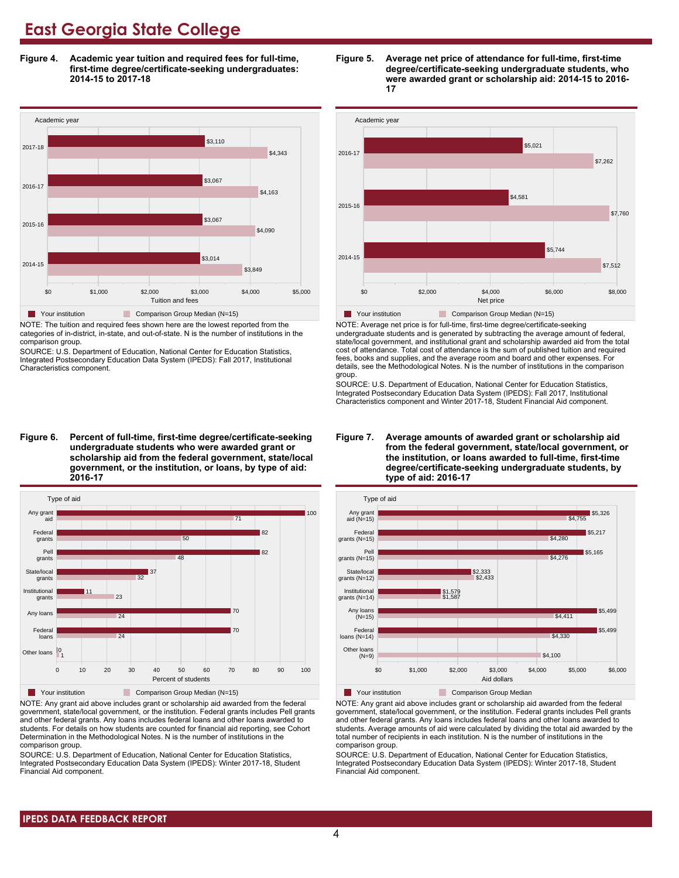# East Georgia State College

**Figure 4. Academic year tuition and required fees for full-time, first-time degree/certificate-seeking undergraduates: 2014-15 to 2017-18**

| Academic year | Your institution | Comparison Group Median (N=15) |
|---|---|---|
| 2017-18 | $3,110 | $4,343 |
| 2016-17 | $3,067 | $4,163 |
| 2015-16 | $3,067 | $4,090 |
| 2014-15 | $3,014 | $3,849 |

NOTE: The tuition and required fees shown here are the lowest reported from the categories of in-district, in-state, and out-of-state. N is the number of institutions in the comparison group.

SOURCE: U.S. Department of Education, National Center for Education Statistics, Integrated Postsecondary Education Data System (IPEDS): Fall 2017, Institutional Characteristics component.

**Figure 5. Average net price of attendance for full-time, first-time degree/certificate-seeking undergraduate students, who were awarded grant or scholarship aid: 2014-15 to 2016-17**

| Academic year | Your institution | Comparison Group Median (N=15) |
|---|---|---|
| 2016-17 | $5,021 | $7,262 |
| 2015-16 | $4,581 | $7,760 |
| 2014-15 | $5,744 | $7,512 |

NOTE: Average net price is for full-time, first-time degree/certificate-seeking undergraduate students and is generated by subtracting the average amount of federal, state/local government, and institutional grant and scholarship awarded aid from the total cost of attendance. Total cost of attendance is the sum of published tuition and required fees, books and supplies, and the average room and board and other expenses. For details, see the Methodological Notes. N is the number of institutions in the comparison group.

SOURCE: U.S. Department of Education, National Center for Education Statistics, Integrated Postsecondary Education Data System (IPEDS): Fall 2017, Institutional Characteristics component and Winter 2017-18, Student Financial Aid component.

**Figure 6. Percent of full-time, first-time degree/certificate-seeking undergraduate students who were awarded grant or scholarship aid from the federal government, state/local government, or the institution, or loans, by type of aid: 2016-17**

| Type of aid | Your institution | Comparison Group Median (N=15) |
|---|---|---|
| Any grant aid | 100 | 71 |
| Federal grants | 82 | 50 |
| Pell grants | 82 | 48 |
| State/local grants | 37 | 32 |
| Institutional grants | 11 | 23 |
| Any loans | 70 | 24 |
| Federal loans | 70 | 24 |
| Other loans | 0 | 1 |

NOTE: Any grant aid above includes grant or scholarship aid awarded from the federal government, state/local government, or the institution. Federal grants includes Pell grants and other federal grants. Any loans includes federal loans and other loans awarded to students. For details on how students are counted for financial aid reporting, see Cohort Determination in the Methodological Notes. N is the number of institutions in the comparison group.

SOURCE: U.S. Department of Education, National Center for Education Statistics, Integrated Postsecondary Education Data System (IPEDS): Winter 2017-18, Student Financial Aid component.

**Figure 7. Average amounts of awarded grant or scholarship aid from the federal government, state/local government, or the institution, or loans awarded to full-time, first-time degree/certificate-seeking undergraduate students, by type of aid: 2016-17**

| Type of aid | Your institution | Comparison Group Median |
|---|---|---|
| Any grant aid (N=15) | $5,326 | $4,755 |
| Federal grants (N=15) | $5,217 | $4,280 |
| Pell grants (N=15) | $5,165 | $4,276 |
| State/local grants (N=12) | $2,333 | $2,433 |
| Institutional grants (N=14) | $1,579 | $1,587 |
| Any loans (N=15) | $5,499 | $4,411 |
| Federal loans (N=14) | $5,499 | $4,330 |
| Other loans (N=9) | | $4,100 |

NOTE: Any grant aid above includes grant or scholarship aid awarded from the federal government, state/local government, or the institution. Federal grants includes Pell grants and other federal grants. Any loans includes federal loans and other loans awarded to students. Average amounts of aid were calculated by dividing the total aid awarded by the total number of recipients in each institution. N is the number of institutions in the comparison group.

SOURCE: U.S. Department of Education, National Center for Education Statistics, Integrated Postsecondary Education Data System (IPEDS): Winter 2017-18, Student Financial Aid component.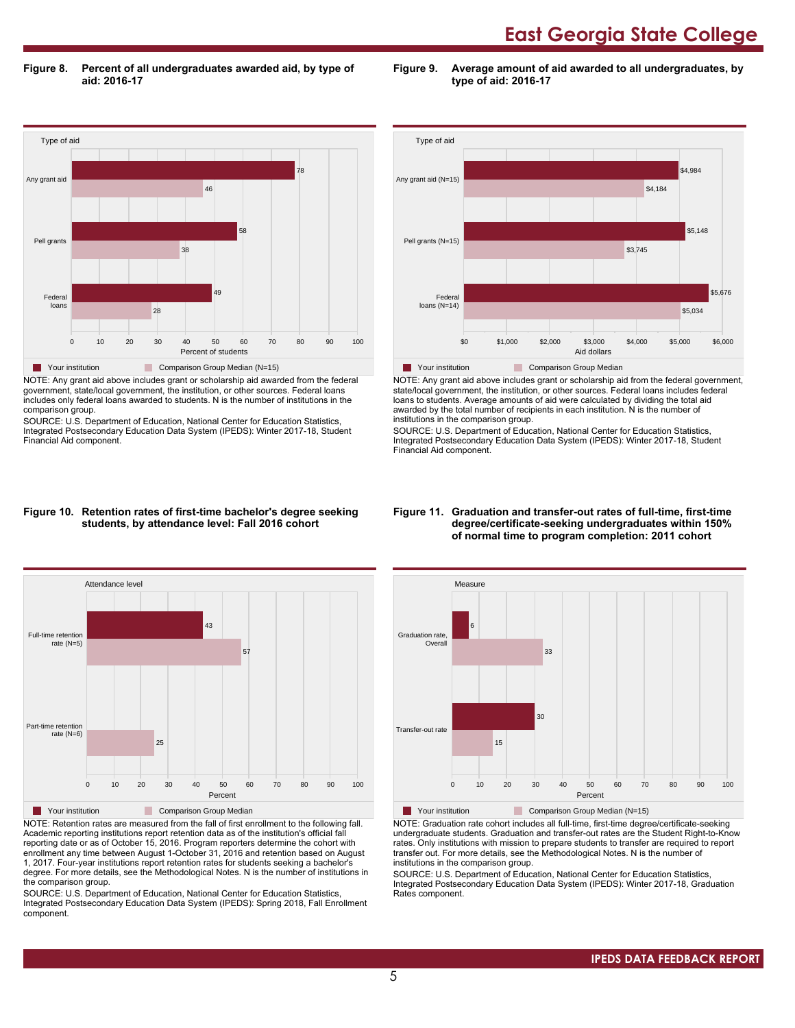# East Georgia State College

**Figure 8. Percent of all undergraduates awarded aid, by type of aid: 2016-17**

| Type of aid | Your institution | Comparison Group Median (N=15) |
|---|---|---|
| Any grant aid | 78 | 46 |
| Pell grants | 58 | 38 |
| Federal loans | 49 | 28 |

NOTE: Any grant aid above includes grant or scholarship aid awarded from the federal government, state/local government, the institution, or other sources. Federal loans includes only federal loans awarded to students. N is the number of institutions in the comparison group.

SOURCE: U.S. Department of Education, National Center for Education Statistics, Integrated Postsecondary Education Data System (IPEDS): Winter 2017-18, Student Financial Aid component.

**Figure 9. Average amount of aid awarded to all undergraduates, by type of aid: 2016-17**

| Type of aid | Your institution | Comparison Group Median |
|---|---|---|
| Any grant aid (N=15) | $4,984 | $4,184 |
| Pell grants (N=15) | $5,148 | $3,745 |
| Federal loans (N=14) | $5,676 | $5,034 |

NOTE: Any grant aid above includes grant or scholarship aid from the federal government, state/local government, the institution, or other sources. Federal loans includes federal loans to students. Average amounts of aid were calculated by dividing the total aid awarded by the total number of recipients in each institution. N is the number of institutions in the comparison group.

SOURCE: U.S. Department of Education, National Center for Education Statistics, Integrated Postsecondary Education Data System (IPEDS): Winter 2017-18, Student Financial Aid component.

**Figure 10. Retention rates of first-time bachelor's degree seeking students, by attendance level: Fall 2016 cohort**

| Attendance level | Your institution | Comparison Group Median |
|---|---|---|
| Full-time retention rate (N=5) | 43 | 57 |
| Part-time retention rate (N=6) | | 25 |

NOTE: Retention rates are measured from the fall of first enrollment to the following fall. Academic reporting institutions report retention data as of the institution's official fall reporting date or as of October 15, 2016. Program reporters determine the cohort with enrollment any time between August 1-October 31, 2016 and retention based on August 1, 2017. Four-year institutions report retention rates for students seeking a bachelor's degree. For more details, see the Methodological Notes. N is the number of institutions in the comparison group.

SOURCE: U.S. Department of Education, National Center for Education Statistics, Integrated Postsecondary Education Data System (IPEDS): Spring 2018, Fall Enrollment component.

**Figure 11. Graduation and transfer-out rates of full-time, first-time degree/certificate-seeking undergraduates within 150% of normal time to program completion: 2011 cohort**

| Measure | Your institution | Comparison Group Median (N=15) |
|---|---|---|
| Graduation rate, Overall | 6 | 33 |
| Transfer-out rate | 30 | 15 |

NOTE: Graduation rate cohort includes all full-time, first-time degree/certificate-seeking undergraduate students. Graduation and transfer-out rates are the Student Right-to-Know rates. Only institutions with mission to prepare students to transfer are required to report transfer out. For more details, see the Methodological Notes. N is the number of institutions in the comparison group.

SOURCE: U.S. Department of Education, National Center for Education Statistics, Integrated Postsecondary Education Data System (IPEDS): Winter 2017-18, Graduation Rates component.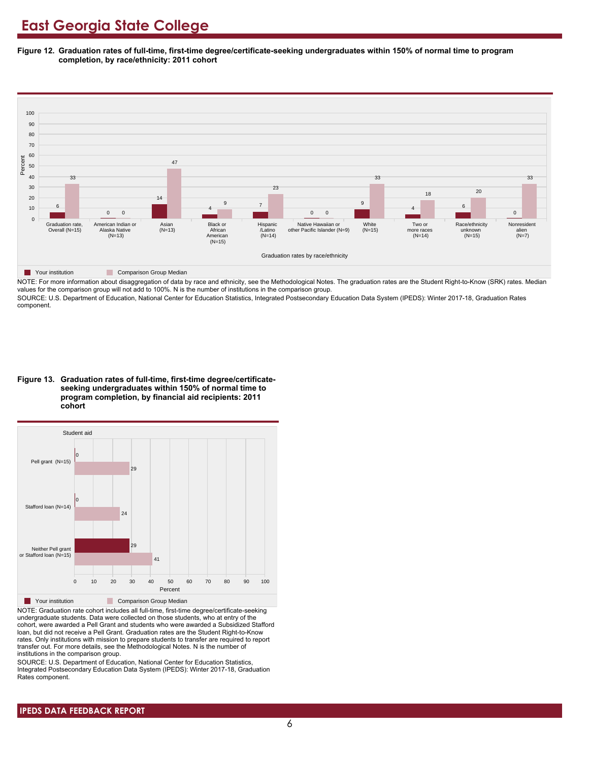# East Georgia State College

**Figure 12. Graduation rates of full-time, first-time degree/certificate-seeking undergraduates within 150% of normal time to program completion, by race/ethnicity: 2011 cohort**

| Graduation rates by race/ethnicity | Your institution | Comparison Group Median |
|---|---|---|
| Graduation rate, Overall (N=15) | 6 | 33 |
| American Indian or Alaska Native (N=13) | 0 | 0 |
| Asian (N=13) | 14 | 47 |
| Black or African American (N=15) | 4 | 9 |
| Hispanic /Latino (N=14) | 7 | 23 |
| Native Hawaiian or other Pacific Islander (N=9) | 0 | 0 |
| White (N=15) | 9 | 33 |
| Two or more races (N=14) | 4 | 18 |
| Race/ethnicity unknown (N=15) | 6 | 20 |
| Nonresident alien (N=7) | 0 | 33 |

NOTE: For more information about disaggregation of data by race and ethnicity, see the Methodological Notes. The graduation rates are the Student Right-to-Know (SRK) rates. Median values for the comparison group will not add to 100%. N is the number of institutions in the comparison group.

SOURCE: U.S. Department of Education, National Center for Education Statistics, Integrated Postsecondary Education Data System (IPEDS): Winter 2017-18, Graduation Rates component.

**Figure 13. Graduation rates of full-time, first-time degree/certificate-seeking undergraduates within 150% of normal time to program completion, by financial aid recipients: 2011 cohort**

| Student aid | Your institution | Comparison Group Median |
|---|---|---|
| Pell grant (N=15) | 0 | 29 |
| Stafford loan (N=14) | 0 | 24 |
| Neither Pell grant or Stafford loan (N=15) | 29 | 41 |

NOTE: Graduation rate cohort includes all full-time, first-time degree/certificate-seeking undergraduate students. Data were collected on those students, who at entry of the cohort, were awarded a Pell Grant and students who were awarded a Subsidized Stafford loan, but did not receive a Pell Grant. Graduation rates are the Student Right-to-Know rates. Only institutions with mission to prepare students to transfer are required to report transfer out. For more details, see the Methodological Notes. N is the number of institutions in the comparison group.

SOURCE: U.S. Department of Education, National Center for Education Statistics, Integrated Postsecondary Education Data System (IPEDS): Winter 2017-18, Graduation Rates component.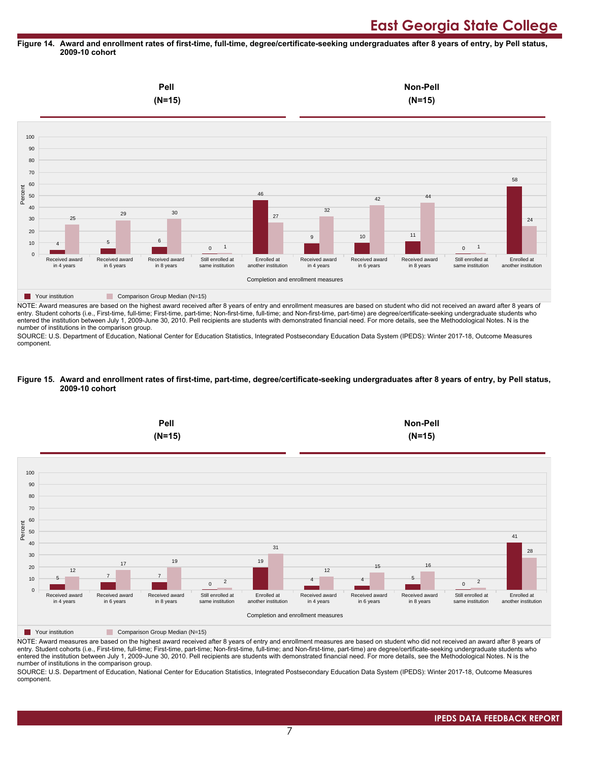**Figure 14. Award and enrollment rates of first-time, full-time, degree/certificate-seeking undergraduates after 8 years of entry, by Pell status, 2009-10 cohort**

| Completion and enrollment measures | Pell (N=15): Your institution | Pell (N=15): Comparison Group Median (N=15) | Non-Pell (N=15): Your institution | Non-Pell (N=15): Comparison Group Median (N=15) |
|---|---|---|---|---|
| Received award in 4 years | 4 | 25 | 9 | 32 |
| Received award in 6 years | 5 | 29 | 10 | 42 |
| Received award in 8 years | 6 | 30 | 11 | 44 |
| Still enrolled at same institution | 0 | 1 | 0 | 1 |
| Enrolled at another institution | 46 | 27 | 58 | 24 |

NOTE: Award measures are based on the highest award received after 8 years of entry and enrollment measures are based on student who did not received an award after 8 years of entry. Student cohorts (i.e., First-time, full-time; First-time, part-time; Non-first-time, full-time; and Non-first-time, part-time) are degree/certificate-seeking undergraduate students who entered the institution between July 1, 2009-June 30, 2010. Pell recipients are students with demonstrated financial need. For more details, see the Methodological Notes. N is the number of institutions in the comparison group.

SOURCE: U.S. Department of Education, National Center for Education Statistics, Integrated Postsecondary Education Data System (IPEDS): Winter 2017-18, Outcome Measures component.

**Figure 15. Award and enrollment rates of first-time, part-time, degree/certificate-seeking undergraduates after 8 years of entry, by Pell status, 2009-10 cohort**

| Completion and enrollment measures | Pell (N=15): Your institution | Pell (N=15): Comparison Group Median (N=15) | Non-Pell (N=15): Your institution | Non-Pell (N=15): Comparison Group Median (N=15) |
|---|---|---|---|---|
| Received award in 4 years | 5 | 12 | 4 | 12 |
| Received award in 6 years | 7 | 17 | 4 | 15 |
| Received award in 8 years | 7 | 19 | 5 | 16 |
| Still enrolled at same institution | 0 | 2 | 0 | 2 |
| Enrolled at another institution | 19 | 31 | 41 | 28 |

NOTE: Award measures are based on the highest award received after 8 years of entry and enrollment measures are based on student who did not received an award after 8 years of entry. Student cohorts (i.e., First-time, full-time; First-time, part-time; Non-first-time, full-time; and Non-first-time, part-time) are degree/certificate-seeking undergraduate students who entered the institution between July 1, 2009-June 30, 2010. Pell recipients are students with demonstrated financial need. For more details, see the Methodological Notes. N is the number of institutions in the comparison group.

SOURCE: U.S. Department of Education, National Center for Education Statistics, Integrated Postsecondary Education Data System (IPEDS): Winter 2017-18, Outcome Measures component.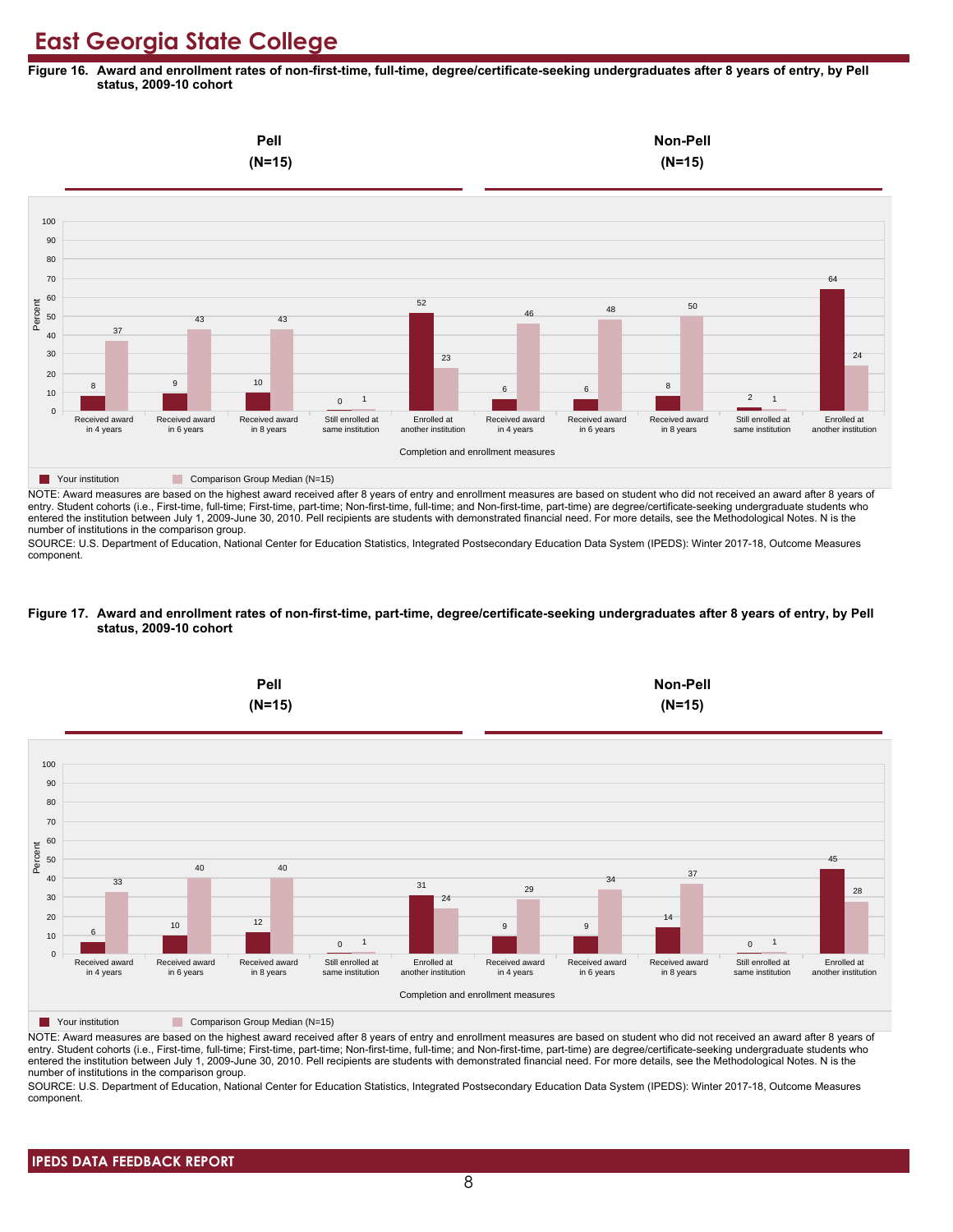# East Georgia State College

**Figure 16. Award and enrollment rates of non-first-time, full-time, degree/certificate-seeking undergraduates after 8 years of entry, by Pell status, 2009-10 cohort**

| | Pell (N=15) | | | | | Non-Pell (N=15) | | | | |
|---|---|---|---|---|---|---|---|---|---|---|
| Completion and enrollment measures | Received award in 4 years | Received award in 6 years | Received award in 8 years | Still enrolled at same institution | Enrolled at another institution | Received award in 4 years | Received award in 6 years | Received award in 8 years | Still enrolled at same institution | Enrolled at another institution |
| Your institution | 8 | 9 | 10 | 0 | 52 | 6 | 6 | 8 | 2 | 64 |
| Comparison Group Median (N=15) | 37 | 43 | 43 | 1 | 23 | 46 | 48 | 50 | 1 | 24 |

NOTE: Award measures are based on the highest award received after 8 years of entry and enrollment measures are based on student who did not received an award after 8 years of entry. Student cohorts (i.e., First-time, full-time; First-time, part-time; Non-first-time, full-time; and Non-first-time, part-time) are degree/certificate-seeking undergraduate students who entered the institution between July 1, 2009-June 30, 2010. Pell recipients are students with demonstrated financial need. For more details, see the Methodological Notes. N is the number of institutions in the comparison group.

SOURCE: U.S. Department of Education, National Center for Education Statistics, Integrated Postsecondary Education Data System (IPEDS): Winter 2017-18, Outcome Measures component.

**Figure 17. Award and enrollment rates of non-first-time, part-time, degree/certificate-seeking undergraduates after 8 years of entry, by Pell status, 2009-10 cohort**

| | Pell (N=15) | | | | | Non-Pell (N=15) | | | | |
|---|---|---|---|---|---|---|---|---|---|---|
| Completion and enrollment measures | Received award in 4 years | Received award in 6 years | Received award in 8 years | Still enrolled at same institution | Enrolled at another institution | Received award in 4 years | Received award in 6 years | Received award in 8 years | Still enrolled at same institution | Enrolled at another institution |
| Your institution | 6 | 10 | 12 | 0 | 31 | 9 | 9 | 14 | 0 | 45 |
| Comparison Group Median (N=15) | 33 | 40 | 40 | 1 | 24 | 29 | 34 | 37 | 1 | 28 |

NOTE: Award measures are based on the highest award received after 8 years of entry and enrollment measures are based on student who did not received an award after 8 years of entry. Student cohorts (i.e., First-time, full-time; First-time, part-time; Non-first-time, full-time; and Non-first-time, part-time) are degree/certificate-seeking undergraduate students who entered the institution between July 1, 2009-June 30, 2010. Pell recipients are students with demonstrated financial need. For more details, see the Methodological Notes. N is the number of institutions in the comparison group.

SOURCE: U.S. Department of Education, National Center for Education Statistics, Integrated Postsecondary Education Data System (IPEDS): Winter 2017-18, Outcome Measures component.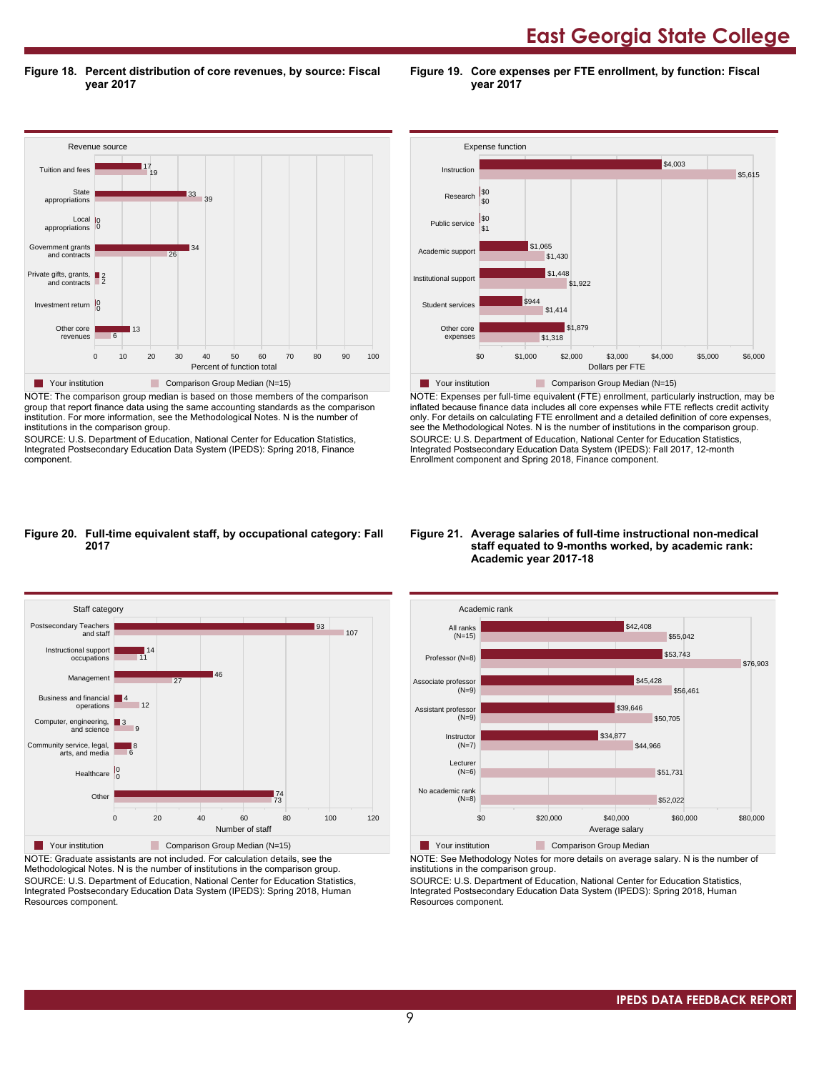# East Georgia State College

**Figure 18. Percent distribution of core revenues, by source: Fiscal year 2017**

| Revenue source | Your institution | Comparison Group Median (N=15) |
|---|---|---|
| Tuition and fees | 17 | 19 |
| State appropriations | 33 | 39 |
| Local appropriations | 0 | 0 |
| Government grants and contracts | 34 | 26 |
| Private gifts, grants, and contracts | 2 | 2 |
| Investment return | 0 | 0 |
| Other core revenues | 13 | 6 |

Percent of function total

NOTE: The comparison group median is based on those members of the comparison group that report finance data using the same accounting standards as the comparison institution. For more information, see the Methodological Notes. N is the number of institutions in the comparison group.
SOURCE: U.S. Department of Education, National Center for Education Statistics, Integrated Postsecondary Education Data System (IPEDS): Spring 2018, Finance component.

**Figure 19. Core expenses per FTE enrollment, by function: Fiscal year 2017**

| Expense function | Your institution | Comparison Group Median (N=15) |
|---|---|---|
| Instruction | $4,003 | $5,615 |
| Research | $0 | $0 |
| Public service | $0 | $1 |
| Academic support | $1,065 | $1,430 |
| Institutional support | $1,448 | $1,922 |
| Student services | $944 | $1,414 |
| Other core expenses | $1,879 | $1,318 |

Dollars per FTE

NOTE: Expenses per full-time equivalent (FTE) enrollment, particularly instruction, may be inflated because finance data includes all core expenses while FTE reflects credit activity only. For details on calculating FTE enrollment and a detailed definition of core expenses, see the Methodological Notes. N is the number of institutions in the comparison group.
SOURCE: U.S. Department of Education, National Center for Education Statistics, Integrated Postsecondary Education Data System (IPEDS): Fall 2017, 12-month Enrollment component and Spring 2018, Finance component.

**Figure 20. Full-time equivalent staff, by occupational category: Fall 2017**

| Staff category | Your institution | Comparison Group Median (N=15) |
|---|---|---|
| Postsecondary Teachers and staff | 93 | 107 |
| Instructional support occupations | 14 | 11 |
| Management | 46 | 27 |
| Business and financial operations | 4 | 12 |
| Computer, engineering, and science | 3 | 9 |
| Community service, legal, arts, and media | 8 | 6 |
| Healthcare | 0 | 0 |
| Other | 74 | 73 |

Number of staff

NOTE: Graduate assistants are not included. For calculation details, see the Methodological Notes. N is the number of institutions in the comparison group.
SOURCE: U.S. Department of Education, National Center for Education Statistics, Integrated Postsecondary Education Data System (IPEDS): Spring 2018, Human Resources component.

**Figure 21. Average salaries of full-time instructional non-medical staff equated to 9-months worked, by academic rank: Academic year 2017-18**

| Academic rank | Your institution | Comparison Group Median |
|---|---|---|
| All ranks (N=15) | $42,408 | $55,042 |
| Professor (N=8) | $53,743 | $76,903 |
| Associate professor (N=9) | $45,428 | $56,461 |
| Assistant professor (N=9) | $39,646 | $50,705 |
| Instructor (N=7) | $34,877 | $44,966 |
| Lecturer (N=6) | | $51,731 |
| No academic rank (N=8) | | $52,022 |

Average salary

NOTE: See Methodology Notes for more details on average salary. N is the number of institutions in the comparison group.
SOURCE: U.S. Department of Education, National Center for Education Statistics, Integrated Postsecondary Education Data System (IPEDS): Spring 2018, Human Resources component.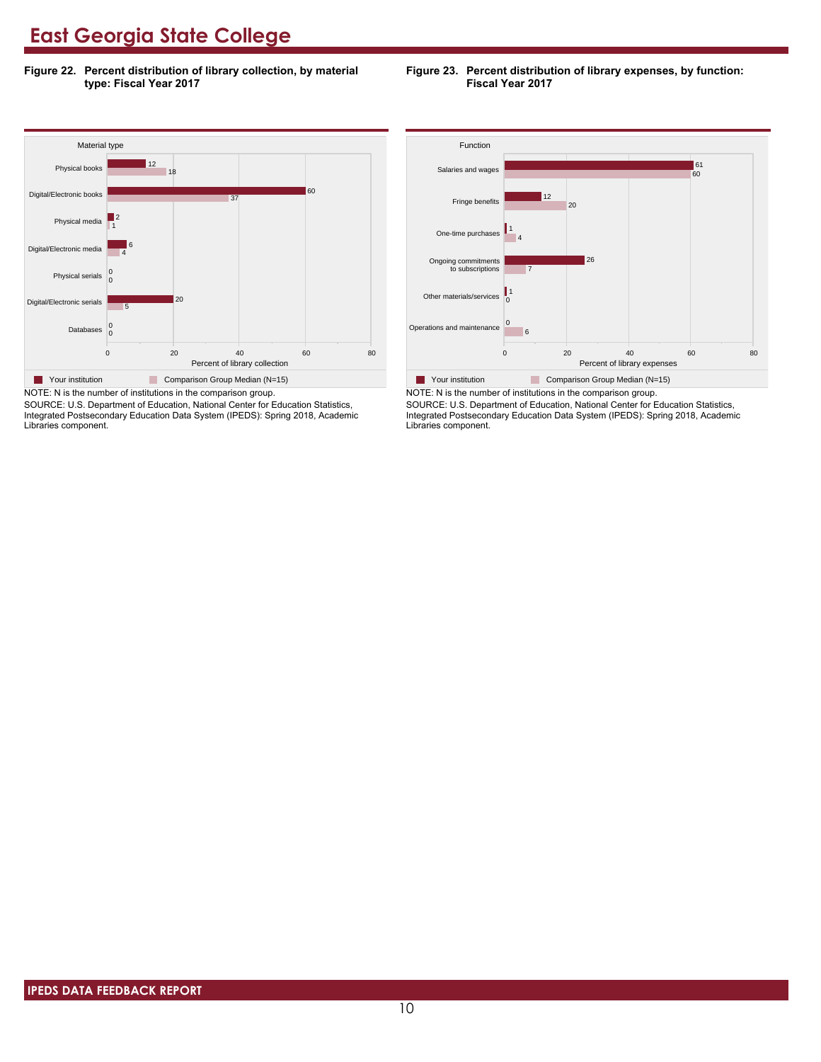# East Georgia State College

**Figure 22. Percent distribution of library collection, by material type: Fiscal Year 2017**

| Material type | Your institution | Comparison Group Median (N=15) |
| --- | --- | --- |
| Physical books | 12 | 18 |
| Digital/Electronic books | 60 | 37 |
| Physical media | 2 | 1 |
| Digital/Electronic media | 6 | 4 |
| Physical serials | 0 | 0 |
| Digital/Electronic serials | 20 | 5 |
| Databases | 0 | 0 |

Percent of library collection

NOTE: N is the number of institutions in the comparison group.
SOURCE: U.S. Department of Education, National Center for Education Statistics, Integrated Postsecondary Education Data System (IPEDS): Spring 2018, Academic Libraries component.

**Figure 23. Percent distribution of library expenses, by function: Fiscal Year 2017**

| Function | Your institution | Comparison Group Median (N=15) |
| --- | --- | --- |
| Salaries and wages | 61 | 60 |
| Fringe benefits | 12 | 20 |
| One-time purchases | 1 | 4 |
| Ongoing commitments to subscriptions | 26 | 7 |
| Other materials/services | 1 | 0 |
| Operations and maintenance | 0 | 6 |

Percent of library expenses

NOTE: N is the number of institutions in the comparison group.
SOURCE: U.S. Department of Education, National Center for Education Statistics, Integrated Postsecondary Education Data System (IPEDS): Spring 2018, Academic Libraries component.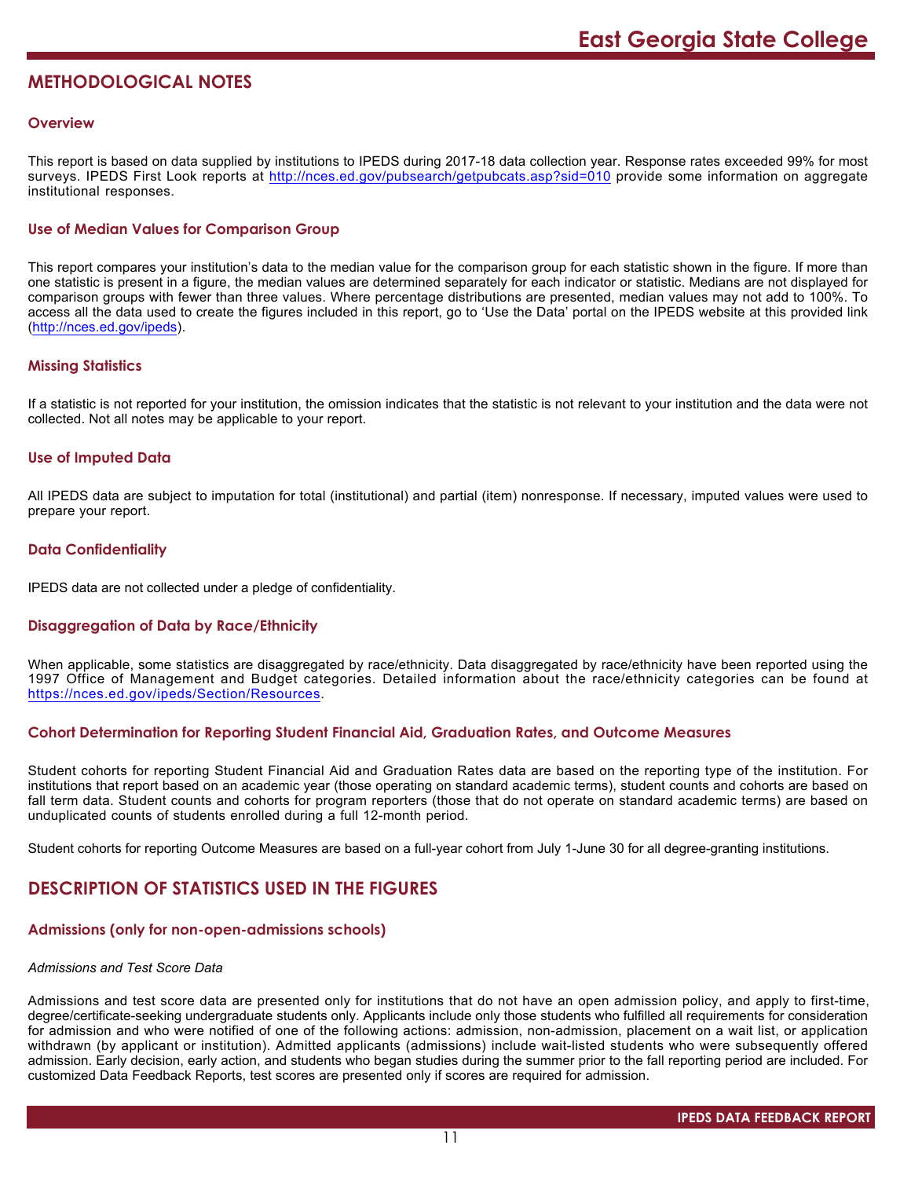# METHODOLOGICAL NOTES

### Overview

This report is based on data supplied by institutions to IPEDS during 2017-18 data collection year. Response rates exceeded 99% for most surveys. IPEDS First Look reports at http://nces.ed.gov/pubsearch/getpubcats.asp?sid=010 provide some information on aggregate institutional responses.

### Use of Median Values for Comparison Group

This report compares your institution's data to the median value for the comparison group for each statistic shown in the figure. If more than one statistic is present in a figure, the median values are determined separately for each indicator or statistic. Medians are not displayed for comparison groups with fewer than three values. Where percentage distributions are presented, median values may not add to 100%. To access all the data used to create the figures included in this report, go to 'Use the Data' portal on the IPEDS website at this provided link (http://nces.ed.gov/ipeds).

### Missing Statistics

If a statistic is not reported for your institution, the omission indicates that the statistic is not relevant to your institution and the data were not collected. Not all notes may be applicable to your report.

### Use of Imputed Data

All IPEDS data are subject to imputation for total (institutional) and partial (item) nonresponse. If necessary, imputed values were used to prepare your report.

### Data Confidentiality

IPEDS data are not collected under a pledge of confidentiality.

### Disaggregation of Data by Race/Ethnicity

When applicable, some statistics are disaggregated by race/ethnicity. Data disaggregated by race/ethnicity have been reported using the 1997 Office of Management and Budget categories. Detailed information about the race/ethnicity categories can be found at https://nces.ed.gov/ipeds/Section/Resources.

### Cohort Determination for Reporting Student Financial Aid, Graduation Rates, and Outcome Measures

Student cohorts for reporting Student Financial Aid and Graduation Rates data are based on the reporting type of the institution. For institutions that report based on an academic year (those operating on standard academic terms), student counts and cohorts are based on fall term data. Student counts and cohorts for program reporters (those that do not operate on standard academic terms) are based on unduplicated counts of students enrolled during a full 12-month period.

Student cohorts for reporting Outcome Measures are based on a full-year cohort from July 1-June 30 for all degree-granting institutions.

# DESCRIPTION OF STATISTICS USED IN THE FIGURES

### Admissions (only for non-open-admissions schools)

*Admissions and Test Score Data*

Admissions and test score data are presented only for institutions that do not have an open admission policy, and apply to first-time, degree/certificate-seeking undergraduate students only. Applicants include only those students who fulfilled all requirements for consideration for admission and who were notified of one of the following actions: admission, non-admission, placement on a wait list, or application withdrawn (by applicant or institution). Admitted applicants (admissions) include wait-listed students who were subsequently offered admission. Early decision, early action, and students who began studies during the summer prior to the fall reporting period are included. For customized Data Feedback Reports, test scores are presented only if scores are required for admission.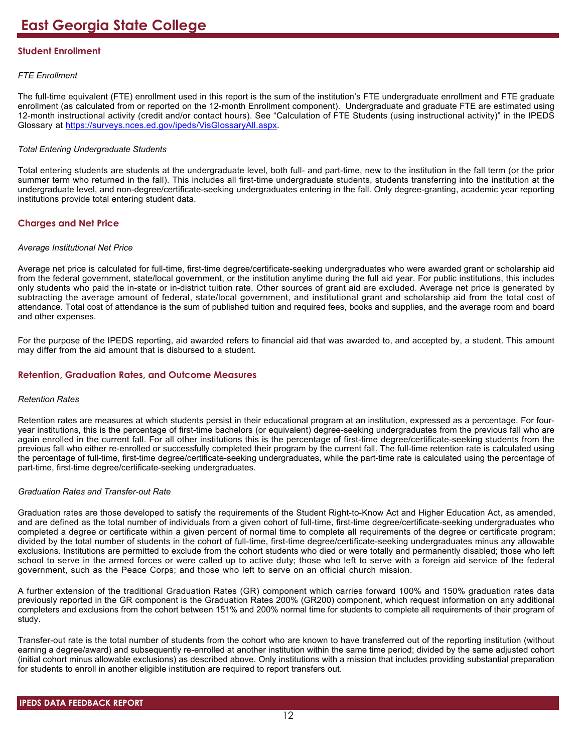# East Georgia State College

## Student Enrollment

*FTE Enrollment*

The full-time equivalent (FTE) enrollment used in this report is the sum of the institution's FTE undergraduate enrollment and FTE graduate enrollment (as calculated from or reported on the 12-month Enrollment component). Undergraduate and graduate FTE are estimated using 12-month instructional activity (credit and/or contact hours). See "Calculation of FTE Students (using instructional activity)" in the IPEDS Glossary at https://surveys.nces.ed.gov/ipeds/VisGlossaryAll.aspx.

*Total Entering Undergraduate Students*

Total entering students are students at the undergraduate level, both full- and part-time, new to the institution in the fall term (or the prior summer term who returned in the fall). This includes all first-time undergraduate students, students transferring into the institution at the undergraduate level, and non-degree/certificate-seeking undergraduates entering in the fall. Only degree-granting, academic year reporting institutions provide total entering student data.

## Charges and Net Price

*Average Institutional Net Price*

Average net price is calculated for full-time, first-time degree/certificate-seeking undergraduates who were awarded grant or scholarship aid from the federal government, state/local government, or the institution anytime during the full aid year. For public institutions, this includes only students who paid the in-state or in-district tuition rate. Other sources of grant aid are excluded. Average net price is generated by subtracting the average amount of federal, state/local government, and institutional grant and scholarship aid from the total cost of attendance. Total cost of attendance is the sum of published tuition and required fees, books and supplies, and the average room and board and other expenses.

For the purpose of the IPEDS reporting, aid awarded refers to financial aid that was awarded to, and accepted by, a student. This amount may differ from the aid amount that is disbursed to a student.

## Retention, Graduation Rates, and Outcome Measures

*Retention Rates*

Retention rates are measures at which students persist in their educational program at an institution, expressed as a percentage. For four-year institutions, this is the percentage of first-time bachelors (or equivalent) degree-seeking undergraduates from the previous fall who are again enrolled in the current fall. For all other institutions this is the percentage of first-time degree/certificate-seeking students from the previous fall who either re-enrolled or successfully completed their program by the current fall. The full-time retention rate is calculated using the percentage of full-time, first-time degree/certificate-seeking undergraduates, while the part-time rate is calculated using the percentage of part-time, first-time degree/certificate-seeking undergraduates.

*Graduation Rates and Transfer-out Rate*

Graduation rates are those developed to satisfy the requirements of the Student Right-to-Know Act and Higher Education Act, as amended, and are defined as the total number of individuals from a given cohort of full-time, first-time degree/certificate-seeking undergraduates who completed a degree or certificate within a given percent of normal time to complete all requirements of the degree or certificate program; divided by the total number of students in the cohort of full-time, first-time degree/certificate-seeking undergraduates minus any allowable exclusions. Institutions are permitted to exclude from the cohort students who died or were totally and permanently disabled; those who left school to serve in the armed forces or were called up to active duty; those who left to serve with a foreign aid service of the federal government, such as the Peace Corps; and those who left to serve on an official church mission.

A further extension of the traditional Graduation Rates (GR) component which carries forward 100% and 150% graduation rates data previously reported in the GR component is the Graduation Rates 200% (GR200) component, which request information on any additional completers and exclusions from the cohort between 151% and 200% normal time for students to complete all requirements of their program of study.

Transfer-out rate is the total number of students from the cohort who are known to have transferred out of the reporting institution (without earning a degree/award) and subsequently re-enrolled at another institution within the same time period; divided by the same adjusted cohort (initial cohort minus allowable exclusions) as described above. Only institutions with a mission that includes providing substantial preparation for students to enroll in another eligible institution are required to report transfers out.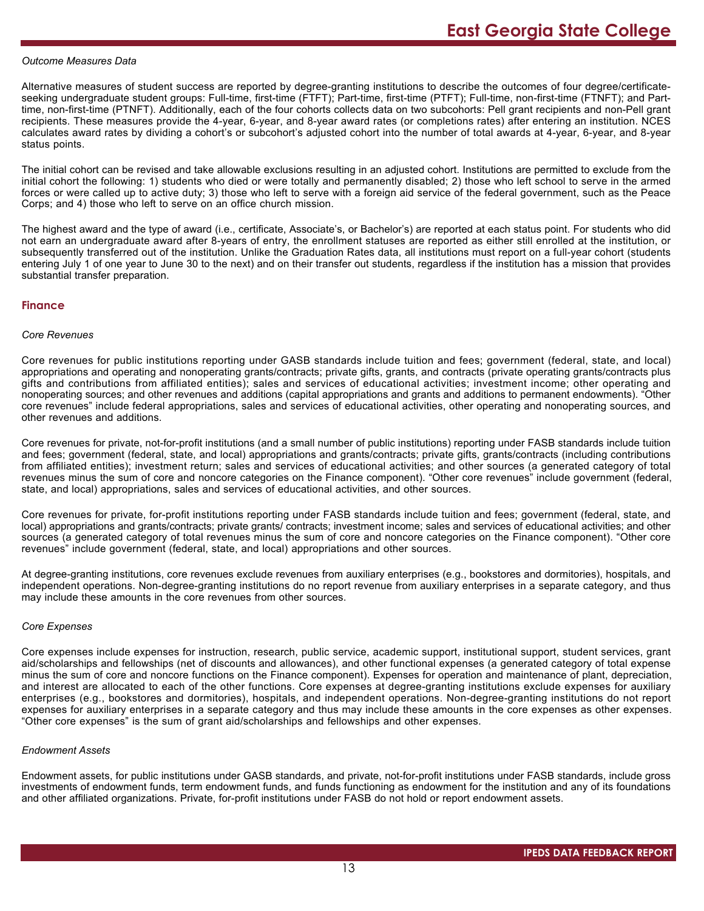*Outcome Measures Data*

Alternative measures of student success are reported by degree-granting institutions to describe the outcomes of four degree/certificate-seeking undergraduate student groups: Full-time, first-time (FTFT); Part-time, first-time (PTFT); Full-time, non-first-time (FTNFT); and Part-time, non-first-time (PTNFT). Additionally, each of the four cohorts collects data on two subcohorts: Pell grant recipients and non-Pell grant recipients. These measures provide the 4-year, 6-year, and 8-year award rates (or completions rates) after entering an institution. NCES calculates award rates by dividing a cohort's or subcohort's adjusted cohort into the number of total awards at 4-year, 6-year, and 8-year status points.

The initial cohort can be revised and take allowable exclusions resulting in an adjusted cohort. Institutions are permitted to exclude from the initial cohort the following: 1) students who died or were totally and permanently disabled; 2) those who left school to serve in the armed forces or were called up to active duty; 3) those who left to serve with a foreign aid service of the federal government, such as the Peace Corps; and 4) those who left to serve on an office church mission.

The highest award and the type of award (i.e., certificate, Associate's, or Bachelor's) are reported at each status point. For students who did not earn an undergraduate award after 8-years of entry, the enrollment statuses are reported as either still enrolled at the institution, or subsequently transferred out of the institution. Unlike the Graduation Rates data, all institutions must report on a full-year cohort (students entering July 1 of one year to June 30 to the next) and on their transfer out students, regardless if the institution has a mission that provides substantial transfer preparation.

## Finance

*Core Revenues*

Core revenues for public institutions reporting under GASB standards include tuition and fees; government (federal, state, and local) appropriations and operating and nonoperating grants/contracts; private gifts, grants, and contracts (private operating grants/contracts plus gifts and contributions from affiliated entities); sales and services of educational activities; investment income; other operating and nonoperating sources; and other revenues and additions (capital appropriations and grants and additions to permanent endowments). "Other core revenues" include federal appropriations, sales and services of educational activities, other operating and nonoperating sources, and other revenues and additions.

Core revenues for private, not-for-profit institutions (and a small number of public institutions) reporting under FASB standards include tuition and fees; government (federal, state, and local) appropriations and grants/contracts; private gifts, grants/contracts (including contributions from affiliated entities); investment return; sales and services of educational activities; and other sources (a generated category of total revenues minus the sum of core and noncore categories on the Finance component). "Other core revenues" include government (federal, state, and local) appropriations, sales and services of educational activities, and other sources.

Core revenues for private, for-profit institutions reporting under FASB standards include tuition and fees; government (federal, state, and local) appropriations and grants/contracts; private grants/ contracts; investment income; sales and services of educational activities; and other sources (a generated category of total revenues minus the sum of core and noncore categories on the Finance component). "Other core revenues" include government (federal, state, and local) appropriations and other sources.

At degree-granting institutions, core revenues exclude revenues from auxiliary enterprises (e.g., bookstores and dormitories), hospitals, and independent operations. Non-degree-granting institutions do no report revenue from auxiliary enterprises in a separate category, and thus may include these amounts in the core revenues from other sources.

*Core Expenses*

Core expenses include expenses for instruction, research, public service, academic support, institutional support, student services, grant aid/scholarships and fellowships (net of discounts and allowances), and other functional expenses (a generated category of total expense minus the sum of core and noncore functions on the Finance component). Expenses for operation and maintenance of plant, depreciation, and interest are allocated to each of the other functions. Core expenses at degree-granting institutions exclude expenses for auxiliary enterprises (e.g., bookstores and dormitories), hospitals, and independent operations. Non-degree-granting institutions do not report expenses for auxiliary enterprises in a separate category and thus may include these amounts in the core expenses as other expenses. "Other core expenses" is the sum of grant aid/scholarships and fellowships and other expenses.

*Endowment Assets*

Endowment assets, for public institutions under GASB standards, and private, not-for-profit institutions under FASB standards, include gross investments of endowment funds, term endowment funds, and funds functioning as endowment for the institution and any of its foundations and other affiliated organizations. Private, for-profit institutions under FASB do not hold or report endowment assets.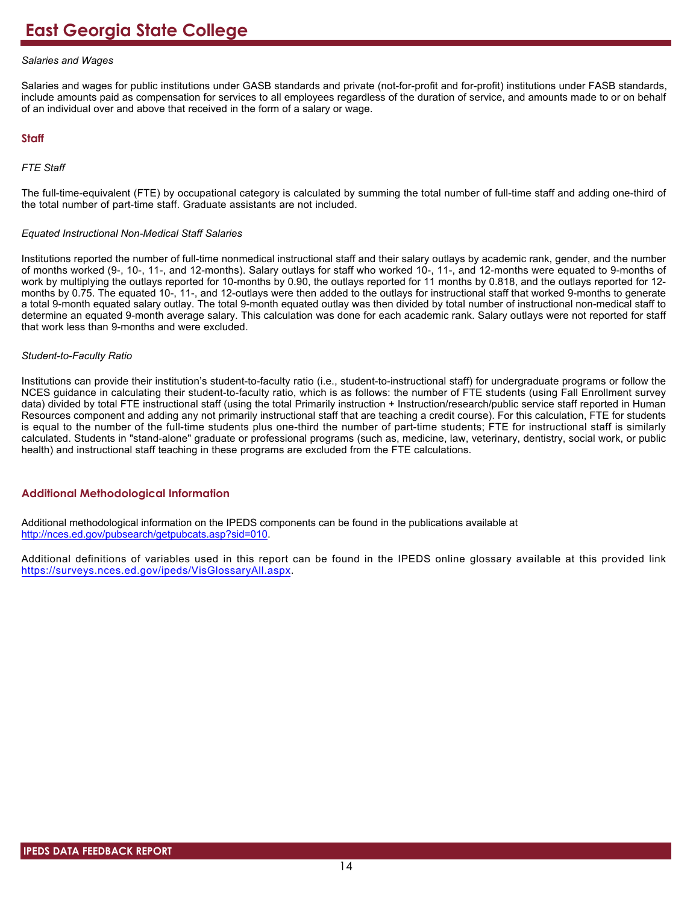*Salaries and Wages*

Salaries and wages for public institutions under GASB standards and private (not-for-profit and for-profit) institutions under FASB standards, include amounts paid as compensation for services to all employees regardless of the duration of service, and amounts made to or on behalf of an individual over and above that received in the form of a salary or wage.

## Staff

*FTE Staff*

The full-time-equivalent (FTE) by occupational category is calculated by summing the total number of full-time staff and adding one-third of the total number of part-time staff. Graduate assistants are not included.

*Equated Instructional Non-Medical Staff Salaries*

Institutions reported the number of full-time nonmedical instructional staff and their salary outlays by academic rank, gender, and the number of months worked (9-, 10-, 11-, and 12-months). Salary outlays for staff who worked 10-, 11-, and 12-months were equated to 9-months of work by multiplying the outlays reported for 10-months by 0.90, the outlays reported for 11 months by 0.818, and the outlays reported for 12-months by 0.75. The equated 10-, 11-, and 12-outlays were then added to the outlays for instructional staff that worked 9-months to generate a total 9-month equated salary outlay. The total 9-month equated outlay was then divided by total number of instructional non-medical staff to determine an equated 9-month average salary. This calculation was done for each academic rank. Salary outlays were not reported for staff that work less than 9-months and were excluded.

*Student-to-Faculty Ratio*

Institutions can provide their institution's student-to-faculty ratio (i.e., student-to-instructional staff) for undergraduate programs or follow the NCES guidance in calculating their student-to-faculty ratio, which is as follows: the number of FTE students (using Fall Enrollment survey data) divided by total FTE instructional staff (using the total Primarily instruction + Instruction/research/public service staff reported in Human Resources component and adding any not primarily instructional staff that are teaching a credit course). For this calculation, FTE for students is equal to the number of the full-time students plus one-third the number of part-time students; FTE for instructional staff is similarly calculated. Students in "stand-alone" graduate or professional programs (such as, medicine, law, veterinary, dentistry, social work, or public health) and instructional staff teaching in these programs are excluded from the FTE calculations.

## Additional Methodological Information

Additional methodological information on the IPEDS components can be found in the publications available at http://nces.ed.gov/pubsearch/getpubcats.asp?sid=010.

Additional definitions of variables used in this report can be found in the IPEDS online glossary available at this provided link https://surveys.nces.ed.gov/ipeds/VisGlossaryAll.aspx.